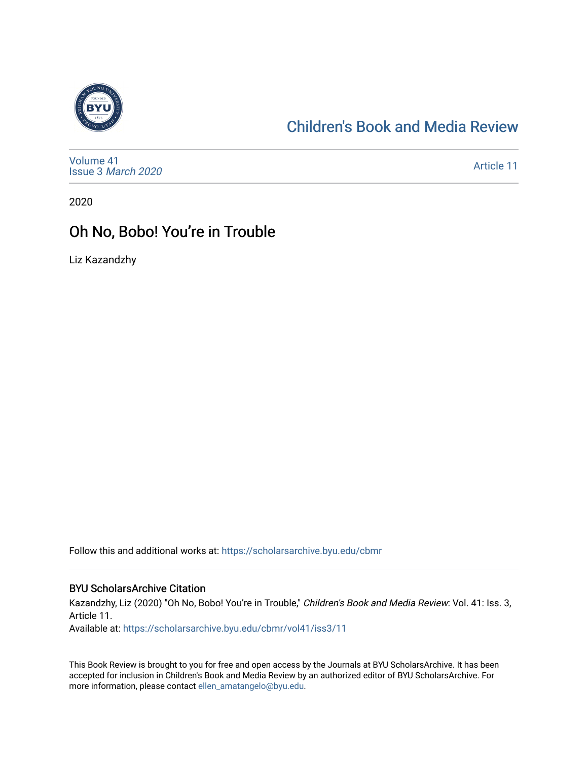# Children's Book and Media Review

Volume 41
Issue 3 *March 2020*

Article 11

2020

## Oh No, Bobo! You're in Trouble

Liz Kazandzhy

Follow this and additional works at: https://scholarsarchive.byu.edu/cbmr

### BYU ScholarsArchive Citation

Kazandzhy, Liz (2020) "Oh No, Bobo! You're in Trouble," *Children's Book and Media Review*: Vol. 41: Iss. 3, Article 11.
Available at: https://scholarsarchive.byu.edu/cbmr/vol41/iss3/11

This Book Review is brought to you for free and open access by the Journals at BYU ScholarsArchive. It has been accepted for inclusion in Children's Book and Media Review by an authorized editor of BYU ScholarsArchive. For more information, please contact ellen_amatangelo@byu.edu.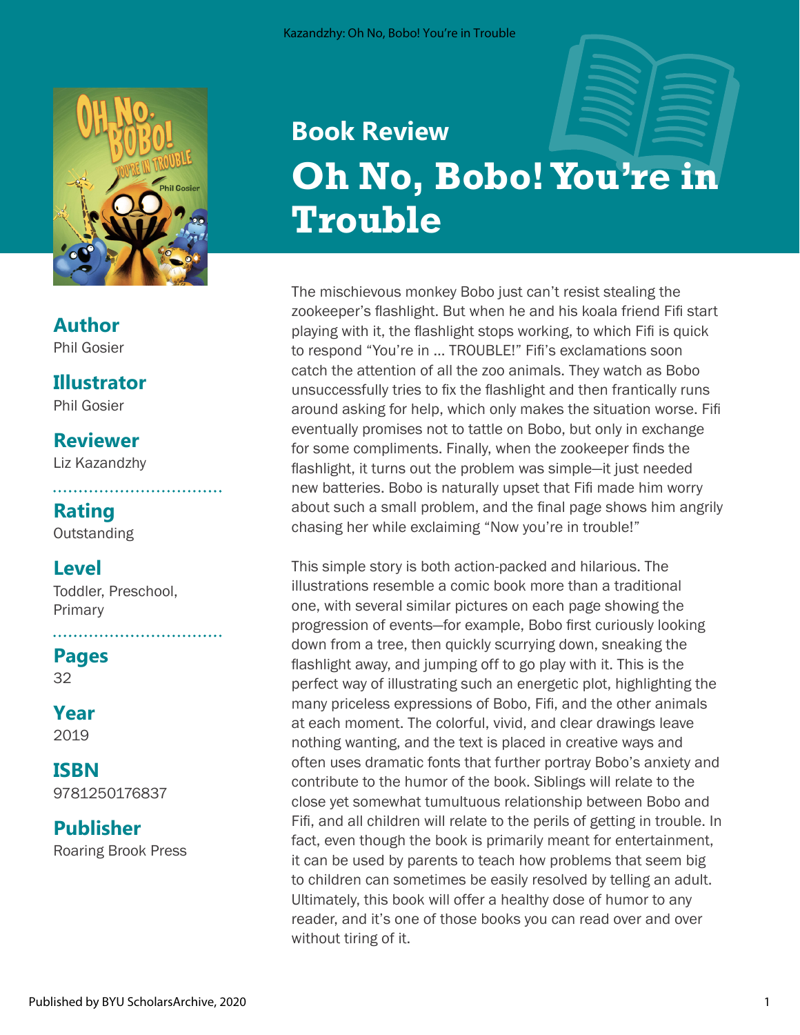## Book Review

# Oh No, Bobo! You're in Trouble

**Author**
Phil Gosier

**Illustrator**
Phil Gosier

**Reviewer**
Liz Kazandzhy

**Rating**
Outstanding

**Level**
Toddler, Preschool, Primary

**Pages**
32

**Year**
2019

**ISBN**
9781250176837

**Publisher**
Roaring Brook Press

The mischievous monkey Bobo just can't resist stealing the zookeeper's flashlight. But when he and his koala friend Fifi start playing with it, the flashlight stops working, to which Fifi is quick to respond "You're in … TROUBLE!" Fifi's exclamations soon catch the attention of all the zoo animals. They watch as Bobo unsuccessfully tries to fix the flashlight and then frantically runs around asking for help, which only makes the situation worse. Fifi eventually promises not to tattle on Bobo, but only in exchange for some compliments. Finally, when the zookeeper finds the flashlight, it turns out the problem was simple—it just needed new batteries. Bobo is naturally upset that Fifi made him worry about such a small problem, and the final page shows him angrily chasing her while exclaiming "Now you're in trouble!"

This simple story is both action-packed and hilarious. The illustrations resemble a comic book more than a traditional one, with several similar pictures on each page showing the progression of events—for example, Bobo first curiously looking down from a tree, then quickly scurrying down, sneaking the flashlight away, and jumping off to go play with it. This is the perfect way of illustrating such an energetic plot, highlighting the many priceless expressions of Bobo, Fifi, and the other animals at each moment. The colorful, vivid, and clear drawings leave nothing wanting, and the text is placed in creative ways and often uses dramatic fonts that further portray Bobo's anxiety and contribute to the humor of the book. Siblings will relate to the close yet somewhat tumultuous relationship between Bobo and Fifi, and all children will relate to the perils of getting in trouble. In fact, even though the book is primarily meant for entertainment, it can be used by parents to teach how problems that seem big to children can sometimes be easily resolved by telling an adult. Ultimately, this book will offer a healthy dose of humor to any reader, and it's one of those books you can read over and over without tiring of it.